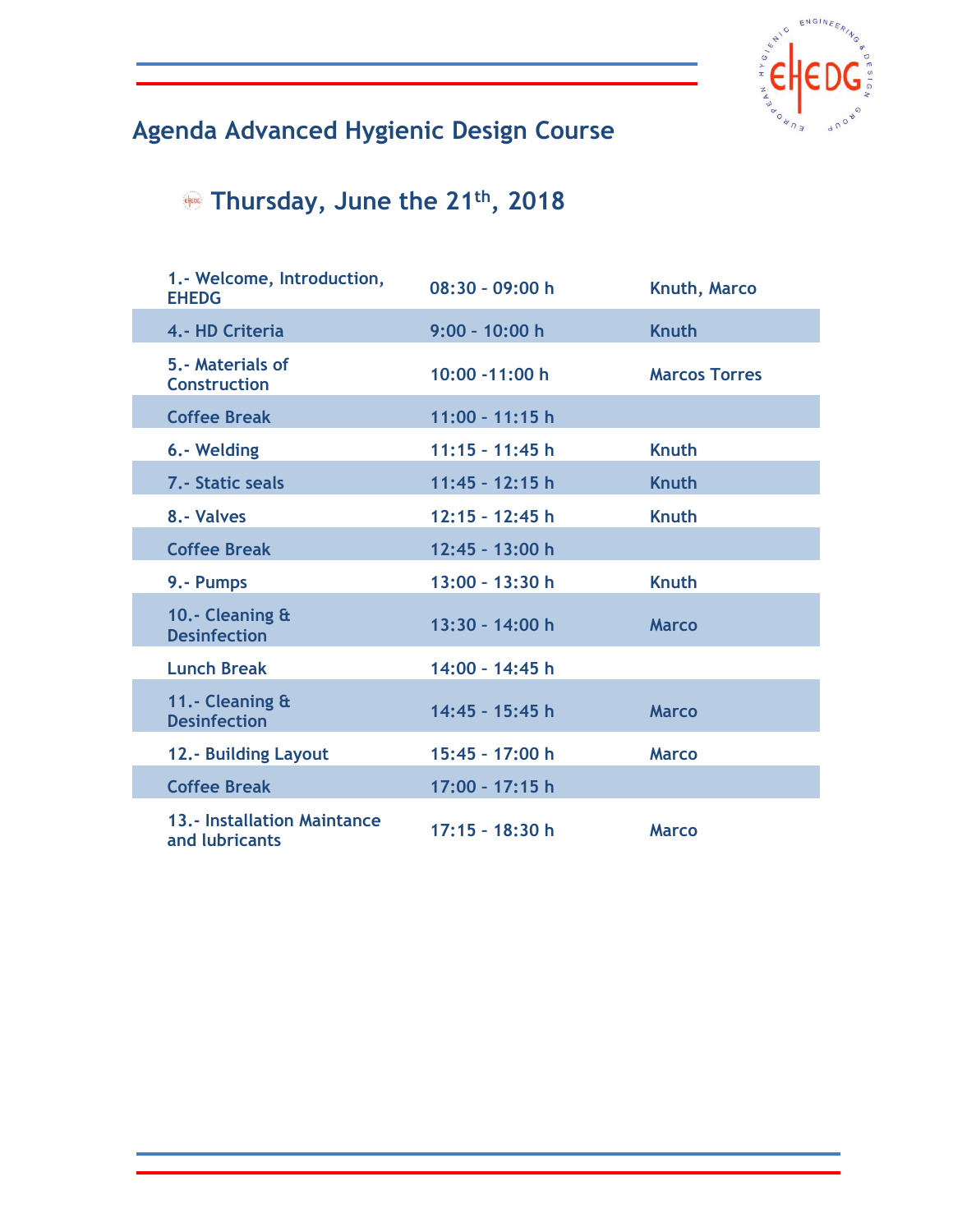# Agenda Advanced Hygienic Design Course

## Thursday, June the 21th, 2018

| | | |
|---|---|---|
| 1.- Welcome, Introduction, EHEDG | 08:30 – 09:00 h | Knuth, Marco |
| 4.- HD Criteria | 9:00 – 10:00 h | Knuth |
| 5.- Materials of Construction | 10:00 -11:00 h | Marcos Torres |
| Coffee Break | 11:00 – 11:15 h | |
| 6.- Welding | 11:15 – 11:45 h | Knuth |
| 7.- Static seals | 11:45 – 12:15 h | Knuth |
| 8.- Valves | 12:15 – 12:45 h | Knuth |
| Coffee Break | 12:45 – 13:00 h | |
| 9.- Pumps | 13:00 – 13:30 h | Knuth |
| 10.- Cleaning & Desinfection | 13:30 – 14:00 h | Marco |
| Lunch Break | 14:00 – 14:45 h | |
| 11.- Cleaning & Desinfection | 14:45 – 15:45 h | Marco |
| 12.- Building Layout | 15:45 – 17:00 h | Marco |
| Coffee Break | 17:00 – 17:15 h | |
| 13.- Installation Maintance and lubricants | 17:15 – 18:30 h | Marco |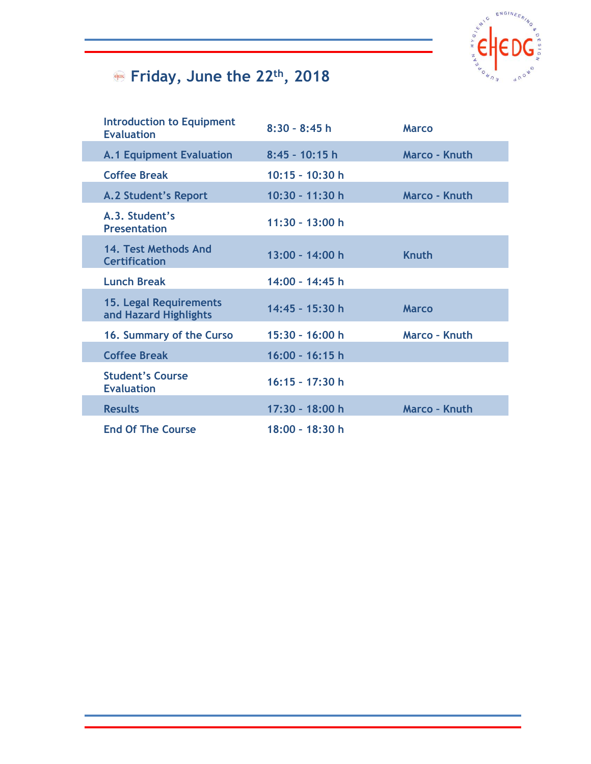## Friday, June the 22th, 2018

| | | |
|---|---|---|
| Introduction to Equipment Evaluation | 8:30 - 8:45 h | Marco |
| A.1 Equipment Evaluation | 8:45 - 10:15 h | Marco - Knuth |
| Coffee Break | 10:15 - 10:30 h | |
| A.2 Student's Report | 10:30 - 11:30 h | Marco - Knuth |
| A.3. Student's Presentation | 11:30 - 13:00 h | |
| 14. Test Methods And Certification | 13:00 - 14:00 h | Knuth |
| Lunch Break | 14:00 - 14:45 h | |
| 15. Legal Requirements and Hazard Highlights | 14:45 - 15:30 h | Marco |
| 16. Summary of the Curso | 15:30 - 16:00 h | Marco - Knuth |
| Coffee Break | 16:00 - 16:15 h | |
| Student's Course Evaluation | 16:15 - 17:30 h | |
| Results | 17:30 - 18:00 h | Marco - Knuth |
| End Of The Course | 18:00 - 18:30 h | |